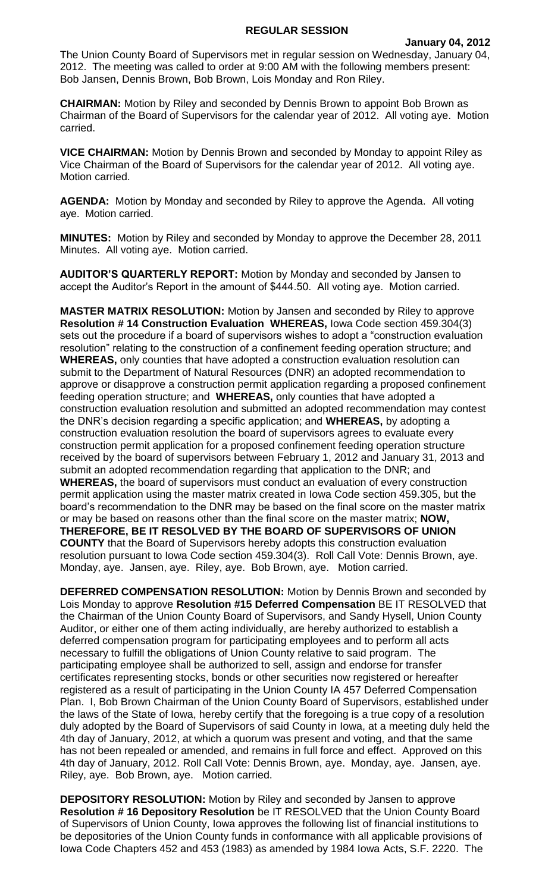# REGULAR SESSION

**January 04, 2012**

The Union County Board of Supervisors met in regular session on Wednesday, January 04, 2012. The meeting was called to order at 9:00 AM with the following members present: Bob Jansen, Dennis Brown, Bob Brown, Lois Monday and Ron Riley.

**CHAIRMAN:** Motion by Riley and seconded by Dennis Brown to appoint Bob Brown as Chairman of the Board of Supervisors for the calendar year of 2012. All voting aye. Motion carried.

**VICE CHAIRMAN:** Motion by Dennis Brown and seconded by Monday to appoint Riley as Vice Chairman of the Board of Supervisors for the calendar year of 2012. All voting aye. Motion carried.

**AGENDA:** Motion by Monday and seconded by Riley to approve the Agenda. All voting aye. Motion carried.

**MINUTES:** Motion by Riley and seconded by Monday to approve the December 28, 2011 Minutes. All voting aye. Motion carried.

**AUDITOR'S QUARTERLY REPORT:** Motion by Monday and seconded by Jansen to accept the Auditor's Report in the amount of $444.50. All voting aye. Motion carried.

**MASTER MATRIX RESOLUTION:** Motion by Jansen and seconded by Riley to approve **Resolution # 14 Construction Evaluation WHEREAS,** Iowa Code section 459.304(3) sets out the procedure if a board of supervisors wishes to adopt a "construction evaluation resolution" relating to the construction of a confinement feeding operation structure; and **WHEREAS,** only counties that have adopted a construction evaluation resolution can submit to the Department of Natural Resources (DNR) an adopted recommendation to approve or disapprove a construction permit application regarding a proposed confinement feeding operation structure; and **WHEREAS,** only counties that have adopted a construction evaluation resolution and submitted an adopted recommendation may contest the DNR's decision regarding a specific application; and **WHEREAS,** by adopting a construction evaluation resolution the board of supervisors agrees to evaluate every construction permit application for a proposed confinement feeding operation structure received by the board of supervisors between February 1, 2012 and January 31, 2013 and submit an adopted recommendation regarding that application to the DNR; and **WHEREAS,** the board of supervisors must conduct an evaluation of every construction permit application using the master matrix created in Iowa Code section 459.305, but the board's recommendation to the DNR may be based on the final score on the master matrix or may be based on reasons other than the final score on the master matrix; **NOW, THEREFORE, BE IT RESOLVED BY THE BOARD OF SUPERVISORS OF UNION COUNTY** that the Board of Supervisors hereby adopts this construction evaluation resolution pursuant to Iowa Code section 459.304(3). Roll Call Vote: Dennis Brown, aye. Monday, aye. Jansen, aye. Riley, aye. Bob Brown, aye. Motion carried.

**DEFERRED COMPENSATION RESOLUTION:** Motion by Dennis Brown and seconded by Lois Monday to approve **Resolution #15 Deferred Compensation** BE IT RESOLVED that the Chairman of the Union County Board of Supervisors, and Sandy Hysell, Union County Auditor, or either one of them acting individually, are hereby authorized to establish a deferred compensation program for participating employees and to perform all acts necessary to fulfill the obligations of Union County relative to said program. The participating employee shall be authorized to sell, assign and endorse for transfer certificates representing stocks, bonds or other securities now registered or hereafter registered as a result of participating in the Union County IA 457 Deferred Compensation Plan. I, Bob Brown Chairman of the Union County Board of Supervisors, established under the laws of the State of Iowa, hereby certify that the foregoing is a true copy of a resolution duly adopted by the Board of Supervisors of said County in Iowa, at a meeting duly held the 4th day of January, 2012, at which a quorum was present and voting, and that the same has not been repealed or amended, and remains in full force and effect. Approved on this 4th day of January, 2012. Roll Call Vote: Dennis Brown, aye. Monday, aye. Jansen, aye. Riley, aye. Bob Brown, aye. Motion carried.

**DEPOSITORY RESOLUTION:** Motion by Riley and seconded by Jansen to approve **Resolution # 16 Depository Resolution** be IT RESOLVED that the Union County Board of Supervisors of Union County, Iowa approves the following list of financial institutions to be depositories of the Union County funds in conformance with all applicable provisions of Iowa Code Chapters 452 and 453 (1983) as amended by 1984 Iowa Acts, S.F. 2220. The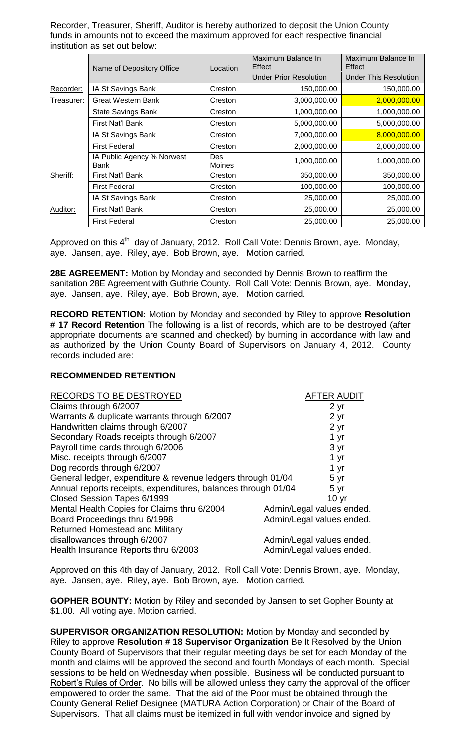Recorder, Treasurer, Sheriff, Auditor is hereby authorized to deposit the Union County funds in amounts not to exceed the maximum approved for each respective financial institution as set out below:

| | Name of Depository Office | Location | Maximum Balance In Effect | Maximum Balance In Effect |
|---|---|---|---|---|
| | | | Under Prior Resolution | Under This Resolution |
| Recorder: | IA St Savings Bank | Creston | 150,000.00 | 150,000.00 |
| Treasurer: | Great Western Bank | Creston | 3,000,000.00 | 2,000,000.00 |
| | State Savings Bank | Creston | 1,000,000.00 | 1,000,000.00 |
| | First Nat'l Bank | Creston | 5,000,000.00 | 5,000,000.00 |
| | IA St Savings Bank | Creston | 7,000,000.00 | 8,000,000.00 |
| | First Federal | Creston | 2,000,000.00 | 2,000,000.00 |
| | IA Public Agency % Norwest Bank | Des Moines | 1,000,000.00 | 1,000,000.00 |
| Sheriff: | First Nat'l Bank | Creston | 350,000.00 | 350,000.00 |
| | First Federal | Creston | 100,000.00 | 100,000.00 |
| | IA St Savings Bank | Creston | 25,000.00 | 25,000.00 |
| Auditor: | First Nat'l Bank | Creston | 25,000.00 | 25,000.00 |
| | First Federal | Creston | 25,000.00 | 25,000.00 |

Approved on this 4th day of January, 2012. Roll Call Vote: Dennis Brown, aye. Monday, aye. Jansen, aye. Riley, aye. Bob Brown, aye. Motion carried.

**28E AGREEMENT:** Motion by Monday and seconded by Dennis Brown to reaffirm the sanitation 28E Agreement with Guthrie County. Roll Call Vote: Dennis Brown, aye. Monday, aye. Jansen, aye. Riley, aye. Bob Brown, aye. Motion carried.

**RECORD RETENTION:** Motion by Monday and seconded by Riley to approve **Resolution # 17 Record Retention** The following is a list of records, which are to be destroyed (after appropriate documents are scanned and checked) by burning in accordance with law and as authorized by the Union County Board of Supervisors on January 4, 2012. County records included are:

**RECOMMENDED RETENTION**

| RECORDS TO BE DESTROYED | AFTER AUDIT |
|---|---|
| Claims through 6/2007 | 2 yr |
| Warrants & duplicate warrants through 6/2007 | 2 yr |
| Handwritten claims through 6/2007 | 2 yr |
| Secondary Roads receipts through 6/2007 | 1 yr |
| Payroll time cards through 6/2006 | 3 yr |
| Misc. receipts through 6/2007 | 1 yr |
| Dog records through 6/2007 | 1 yr |
| General ledger, expenditure & revenue ledgers through 01/04 | 5 yr |
| Annual reports receipts, expenditures, balances through 01/04 | 5 yr |
| Closed Session Tapes 6/1999 | 10 yr |
| Mental Health Copies for Claims thru 6/2004 | Admin/Legal values ended. |
| Board Proceedings thru 6/1998 | Admin/Legal values ended. |
| Returned Homestead and Military disallowances through 6/2007 | Admin/Legal values ended. |
| Health Insurance Reports thru 6/2003 | Admin/Legal values ended. |

Approved on this 4th day of January, 2012. Roll Call Vote: Dennis Brown, aye. Monday, aye. Jansen, aye. Riley, aye. Bob Brown, aye. Motion carried.

**GOPHER BOUNTY:** Motion by Riley and seconded by Jansen to set Gopher Bounty at $1.00. All voting aye. Motion carried.

**SUPERVISOR ORGANIZATION RESOLUTION:** Motion by Monday and seconded by Riley to approve **Resolution # 18 Supervisor Organization** Be It Resolved by the Union County Board of Supervisors that their regular meeting days be set for each Monday of the month and claims will be approved the second and fourth Mondays of each month. Special sessions to be held on Wednesday when possible. Business will be conducted pursuant to Robert's Rules of Order. No bills will be allowed unless they carry the approval of the officer empowered to order the same. That the aid of the Poor must be obtained through the County General Relief Designee (MATURA Action Corporation) or Chair of the Board of Supervisors. That all claims must be itemized in full with vendor invoice and signed by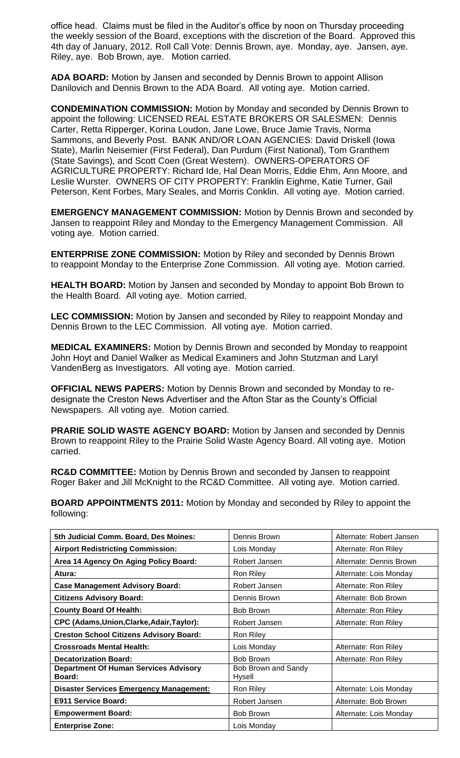office head. Claims must be filed in the Auditor's office by noon on Thursday proceeding the weekly session of the Board, exceptions with the discretion of the Board. Approved this 4th day of January, 2012. Roll Call Vote: Dennis Brown, aye. Monday, aye. Jansen, aye. Riley, aye. Bob Brown, aye. Motion carried.

**ADA BOARD:** Motion by Jansen and seconded by Dennis Brown to appoint Allison Danilovich and Dennis Brown to the ADA Board. All voting aye. Motion carried.

**CONDEMINATION COMMISSION:** Motion by Monday and seconded by Dennis Brown to appoint the following: LICENSED REAL ESTATE BROKERS OR SALESMEN: Dennis Carter, Retta Ripperger, Korina Loudon, Jane Lowe, Bruce Jamie Travis, Norma Sammons, and Beverly Post. BANK AND/OR LOAN AGENCIES: David Driskell (Iowa State), Marlin Neisemier (First Federal), Dan Purdum (First National), Tom Granthem (State Savings), and Scott Coen (Great Western). OWNERS-OPERATORS OF AGRICULTURE PROPERTY: Richard Ide, Hal Dean Morris, Eddie Ehm, Ann Moore, and Leslie Wurster. OWNERS OF CITY PROPERTY: Franklin Eighme, Katie Turner, Gail Peterson, Kent Forbes, Mary Seales, and Morris Conklin. All voting aye. Motion carried.

**EMERGENCY MANAGEMENT COMMISSION:** Motion by Dennis Brown and seconded by Jansen to reappoint Riley and Monday to the Emergency Management Commission. All voting aye. Motion carried.

**ENTERPRISE ZONE COMMISSION:** Motion by Riley and seconded by Dennis Brown to reappoint Monday to the Enterprise Zone Commission. All voting aye. Motion carried.

**HEALTH BOARD:** Motion by Jansen and seconded by Monday to appoint Bob Brown to the Health Board. All voting aye. Motion carried.

**LEC COMMISSION:** Motion by Jansen and seconded by Riley to reappoint Monday and Dennis Brown to the LEC Commission. All voting aye. Motion carried.

**MEDICAL EXAMINERS:** Motion by Dennis Brown and seconded by Monday to reappoint John Hoyt and Daniel Walker as Medical Examiners and John Stutzman and Laryl VandenBerg as Investigators. All voting aye. Motion carried.

**OFFICIAL NEWS PAPERS:** Motion by Dennis Brown and seconded by Monday to re-designate the Creston News Advertiser and the Afton Star as the County's Official Newspapers. All voting aye. Motion carried.

**PRARIE SOLID WASTE AGENCY BOARD:** Motion by Jansen and seconded by Dennis Brown to reappoint Riley to the Prairie Solid Waste Agency Board. All voting aye. Motion carried.

**RC&D COMMITTEE:** Motion by Dennis Brown and seconded by Jansen to reappoint Roger Baker and Jill McKnight to the RC&D Committee. All voting aye. Motion carried.

**BOARD APPOINTMENTS 2011:** Motion by Monday and seconded by Riley to appoint the following:

| | | |
|---|---|---|
| **5th Judicial Comm. Board, Des Moines:** | Dennis Brown | Alternate: Robert Jansen |
| **Airport Redistricting Commission:** | Lois Monday | Alternate: Ron Riley |
| **Area 14 Agency On Aging Policy Board:** | Robert Jansen | Alternate: Dennis Brown |
| **Atura:** | Ron Riley | Alternate: Lois Monday |
| **Case Management Advisory Board:** | Robert Jansen | Alternate: Ron Riley |
| **Citizens Advisory Board:** | Dennis Brown | Alternate: Bob Brown |
| **County Board Of Health:** | Bob Brown | Alternate: Ron Riley |
| **CPC (Adams,Union,Clarke,Adair,Taylor):** | Robert Jansen | Alternate: Ron Riley |
| **Creston School Citizens Advisory Board:** | Ron Riley | |
| **Crossroads Mental Health:** | Lois Monday | Alternate: Ron Riley |
| **Decatorization Board:** | Bob Brown | Alternate: Ron Riley |
| **Department Of Human Services Advisory Board:** | Bob Brown and Sandy Hysell | |
| **Disaster Services Emergency Management:** | Ron Riley | Alternate: Lois Monday |
| **E911 Service Board:** | Robert Jansen | Alternate: Bob Brown |
| **Empowerment Board:** | Bob Brown | Alternate: Lois Monday |
| **Enterprise Zone:** | Lois Monday | |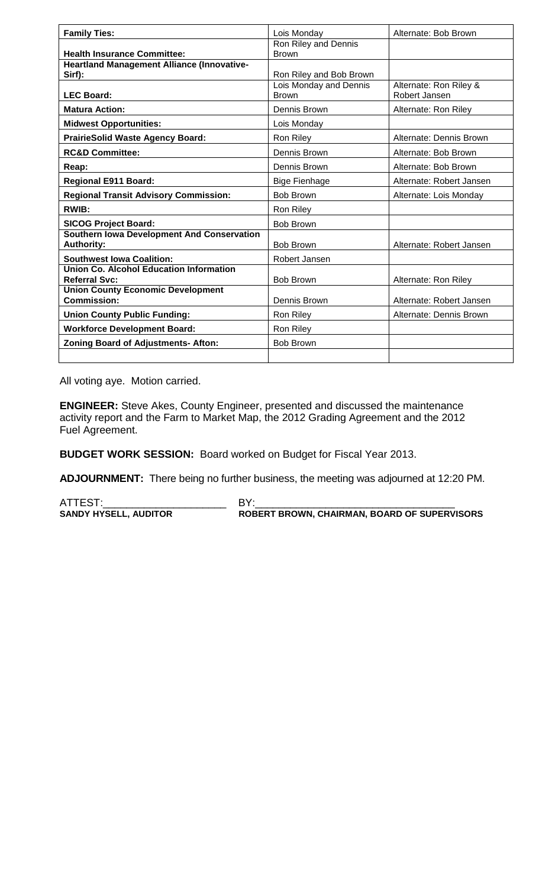| | | |
|---|---|---|
| **Family Ties:** | Lois Monday | Alternate: Bob Brown |
| **Health Insurance Committee:** | Ron Riley and Dennis Brown | |
| **Heartland Management Alliance (Innovative-Sirf):** | Ron Riley and Bob Brown | |
| **LEC Board:** | Lois Monday and Dennis Brown | Alternate: Ron Riley & Robert Jansen |
| **Matura Action:** | Dennis Brown | Alternate: Ron Riley |
| **Midwest Opportunities:** | Lois Monday | |
| **PrairieSolid Waste Agency Board:** | Ron Riley | Alternate: Dennis Brown |
| **RC&D Committee:** | Dennis Brown | Alternate: Bob Brown |
| **Reap:** | Dennis Brown | Alternate: Bob Brown |
| **Regional E911 Board:** | Bige Fienhage | Alternate: Robert Jansen |
| **Regional Transit Advisory Commission:** | Bob Brown | Alternate: Lois Monday |
| **RWIB:** | Ron Riley | |
| **SICOG Project Board:** | Bob Brown | |
| **Southern Iowa Development And Conservation Authority:** | Bob Brown | Alternate: Robert Jansen |
| **Southwest Iowa Coalition:** | Robert Jansen | |
| **Union Co. Alcohol Education Information Referral Svc:** | Bob Brown | Alternate: Ron Riley |
| **Union County Economic Development Commission:** | Dennis Brown | Alternate: Robert Jansen |
| **Union County Public Funding:** | Ron Riley | Alternate: Dennis Brown |
| **Workforce Development Board:** | Ron Riley | |
| **Zoning Board of Adjustments- Afton:** | Bob Brown | |
| | | |

All voting aye. Motion carried.

**ENGINEER:** Steve Akes, County Engineer, presented and discussed the maintenance activity report and the Farm to Market Map, the 2012 Grading Agreement and the 2012 Fuel Agreement.

**BUDGET WORK SESSION:** Board worked on Budget for Fiscal Year 2013.

**ADJOURNMENT:** There being no further business, the meeting was adjourned at 12:20 PM.

ATTEST:_____________________ BY:___________________________________

**SANDY HYSELL, AUDITOR** **ROBERT BROWN, CHAIRMAN, BOARD OF SUPERVISORS**